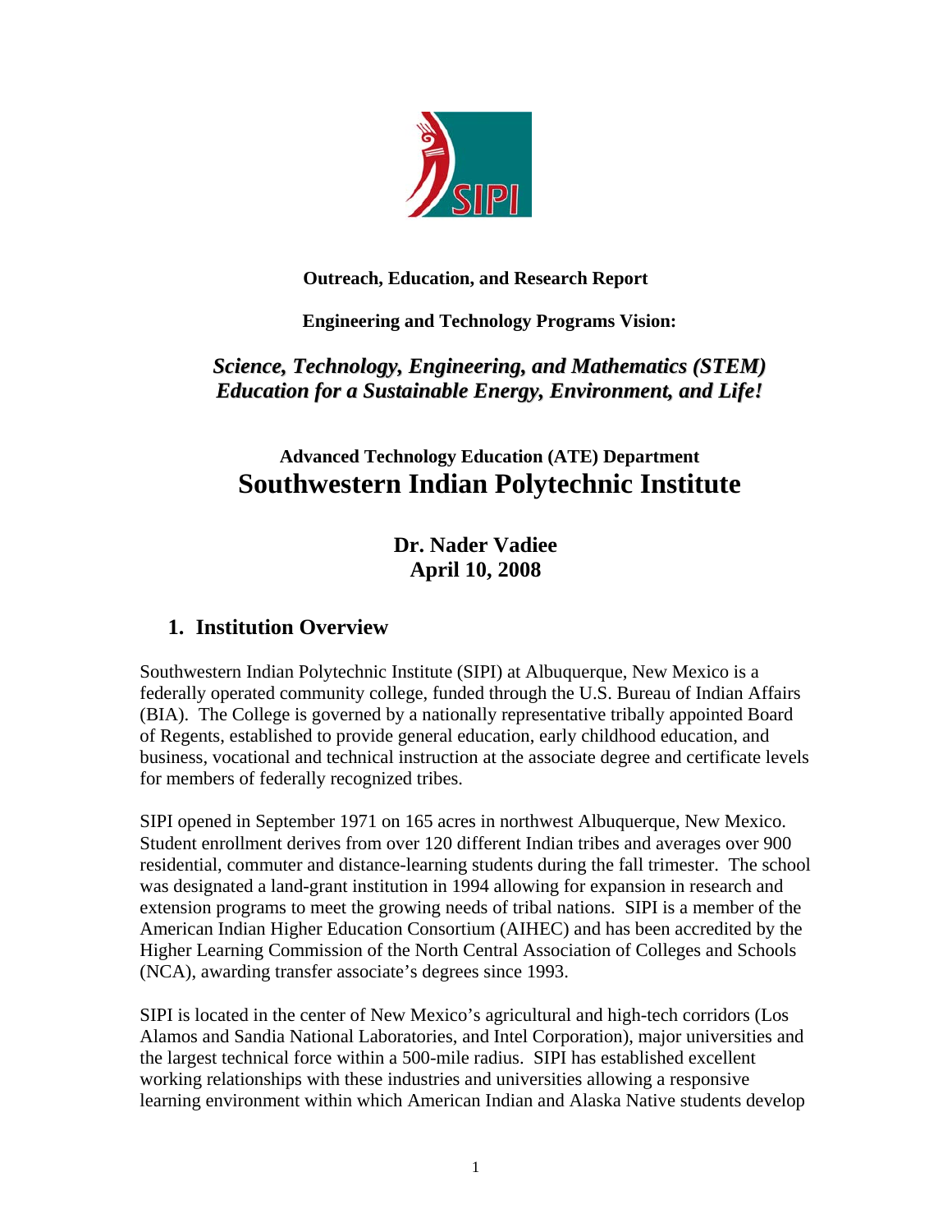**Outreach, Education, and Research Report**

**Engineering and Technology Programs Vision:**

***Science, Technology, Engineering, and Mathematics (STEM) Education for a Sustainable Energy, Environment, and Life!***

**Advanced Technology Education (ATE) Department**

# Southwestern Indian Polytechnic Institute

**Dr. Nader Vadiee**
**April 10, 2008**

## 1. Institution Overview

Southwestern Indian Polytechnic Institute (SIPI) at Albuquerque, New Mexico is a federally operated community college, funded through the U.S. Bureau of Indian Affairs (BIA). The College is governed by a nationally representative tribally appointed Board of Regents, established to provide general education, early childhood education, and business, vocational and technical instruction at the associate degree and certificate levels for members of federally recognized tribes.

SIPI opened in September 1971 on 165 acres in northwest Albuquerque, New Mexico. Student enrollment derives from over 120 different Indian tribes and averages over 900 residential, commuter and distance-learning students during the fall trimester. The school was designated a land-grant institution in 1994 allowing for expansion in research and extension programs to meet the growing needs of tribal nations. SIPI is a member of the American Indian Higher Education Consortium (AIHEC) and has been accredited by the Higher Learning Commission of the North Central Association of Colleges and Schools (NCA), awarding transfer associate's degrees since 1993.

SIPI is located in the center of New Mexico's agricultural and high-tech corridors (Los Alamos and Sandia National Laboratories, and Intel Corporation), major universities and the largest technical force within a 500-mile radius. SIPI has established excellent working relationships with these industries and universities allowing a responsive learning environment within which American Indian and Alaska Native students develop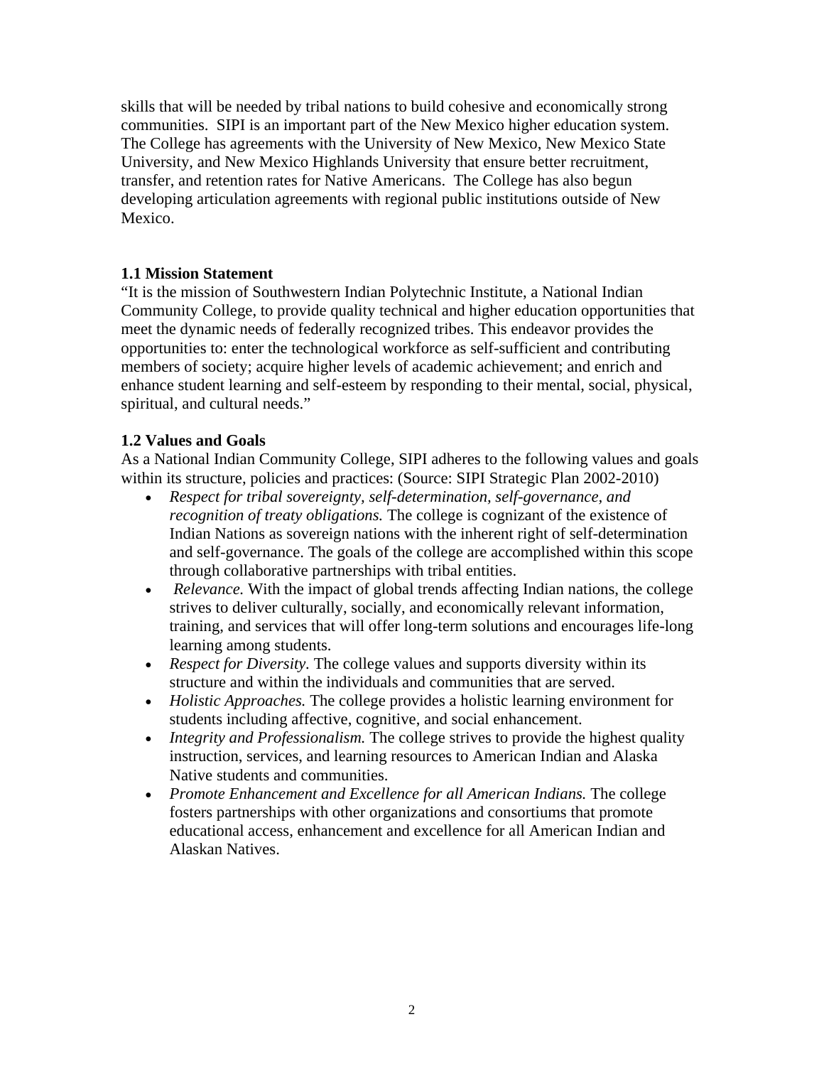skills that will be needed by tribal nations to build cohesive and economically strong communities. SIPI is an important part of the New Mexico higher education system. The College has agreements with the University of New Mexico, New Mexico State University, and New Mexico Highlands University that ensure better recruitment, transfer, and retention rates for Native Americans. The College has also begun developing articulation agreements with regional public institutions outside of New Mexico.

### 1.1 Mission Statement

"It is the mission of Southwestern Indian Polytechnic Institute, a National Indian Community College, to provide quality technical and higher education opportunities that meet the dynamic needs of federally recognized tribes. This endeavor provides the opportunities to: enter the technological workforce as self-sufficient and contributing members of society; acquire higher levels of academic achievement; and enrich and enhance student learning and self-esteem by responding to their mental, social, physical, spiritual, and cultural needs."

### 1.2 Values and Goals

As a National Indian Community College, SIPI adheres to the following values and goals within its structure, policies and practices: (Source: SIPI Strategic Plan 2002-2010)

- *Respect for tribal sovereignty, self-determination, self-governance, and recognition of treaty obligations.* The college is cognizant of the existence of Indian Nations as sovereign nations with the inherent right of self-determination and self-governance. The goals of the college are accomplished within this scope through collaborative partnerships with tribal entities.
- *Relevance.* With the impact of global trends affecting Indian nations, the college strives to deliver culturally, socially, and economically relevant information, training, and services that will offer long-term solutions and encourages life-long learning among students.
- *Respect for Diversity.* The college values and supports diversity within its structure and within the individuals and communities that are served.
- *Holistic Approaches.* The college provides a holistic learning environment for students including affective, cognitive, and social enhancement.
- *Integrity and Professionalism.* The college strives to provide the highest quality instruction, services, and learning resources to American Indian and Alaska Native students and communities.
- *Promote Enhancement and Excellence for all American Indians.* The college fosters partnerships with other organizations and consortiums that promote educational access, enhancement and excellence for all American Indian and Alaskan Natives.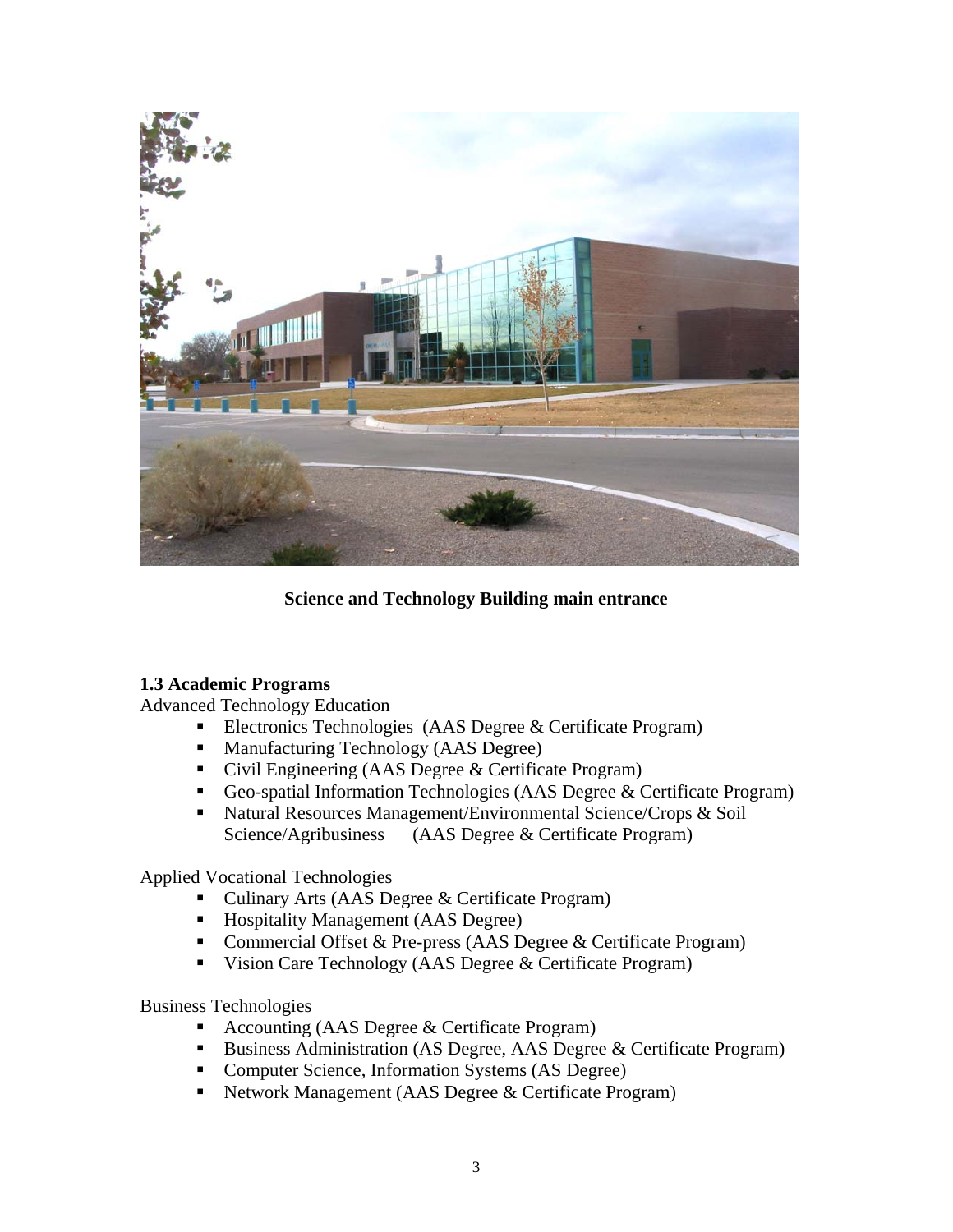**Science and Technology Building main entrance**

### 1.3 Academic Programs

Advanced Technology Education

- Electronics Technologies (AAS Degree & Certificate Program)
- Manufacturing Technology (AAS Degree)
- Civil Engineering (AAS Degree & Certificate Program)
- Geo-spatial Information Technologies (AAS Degree & Certificate Program)
- Natural Resources Management/Environmental Science/Crops & Soil Science/Agribusiness (AAS Degree & Certificate Program)

Applied Vocational Technologies

- Culinary Arts (AAS Degree & Certificate Program)
- Hospitality Management (AAS Degree)
- Commercial Offset & Pre-press (AAS Degree & Certificate Program)
- Vision Care Technology (AAS Degree & Certificate Program)

Business Technologies

- Accounting (AAS Degree & Certificate Program)
- Business Administration (AS Degree, AAS Degree & Certificate Program)
- Computer Science, Information Systems (AS Degree)
- Network Management (AAS Degree & Certificate Program)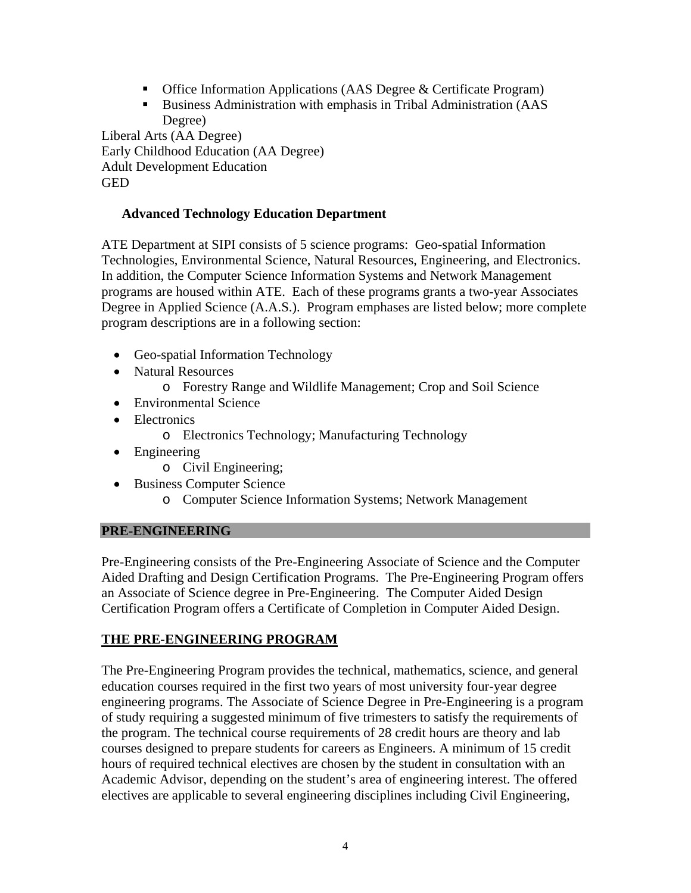- Office Information Applications (AAS Degree & Certificate Program)
- Business Administration with emphasis in Tribal Administration (AAS Degree)

Liberal Arts (AA Degree)
Early Childhood Education (AA Degree)
Adult Development Education
GED

**Advanced Technology Education Department**

ATE Department at SIPI consists of 5 science programs: Geo-spatial Information Technologies, Environmental Science, Natural Resources, Engineering, and Electronics. In addition, the Computer Science Information Systems and Network Management programs are housed within ATE. Each of these programs grants a two-year Associates Degree in Applied Science (A.A.S.). Program emphases are listed below; more complete program descriptions are in a following section:

- Geo-spatial Information Technology
- Natural Resources
  - Forestry Range and Wildlife Management; Crop and Soil Science
- Environmental Science
- Electronics
  - Electronics Technology; Manufacturing Technology
- Engineering
  - Civil Engineering;
- Business Computer Science
  - Computer Science Information Systems; Network Management

## PRE-ENGINEERING

Pre-Engineering consists of the Pre-Engineering Associate of Science and the Computer Aided Drafting and Design Certification Programs. The Pre-Engineering Program offers an Associate of Science degree in Pre-Engineering. The Computer Aided Design Certification Program offers a Certificate of Completion in Computer Aided Design.

## THE PRE-ENGINEERING PROGRAM

The Pre-Engineering Program provides the technical, mathematics, science, and general education courses required in the first two years of most university four-year degree engineering programs. The Associate of Science Degree in Pre-Engineering is a program of study requiring a suggested minimum of five trimesters to satisfy the requirements of the program. The technical course requirements of 28 credit hours are theory and lab courses designed to prepare students for careers as Engineers. A minimum of 15 credit hours of required technical electives are chosen by the student in consultation with an Academic Advisor, depending on the student's area of engineering interest. The offered electives are applicable to several engineering disciplines including Civil Engineering,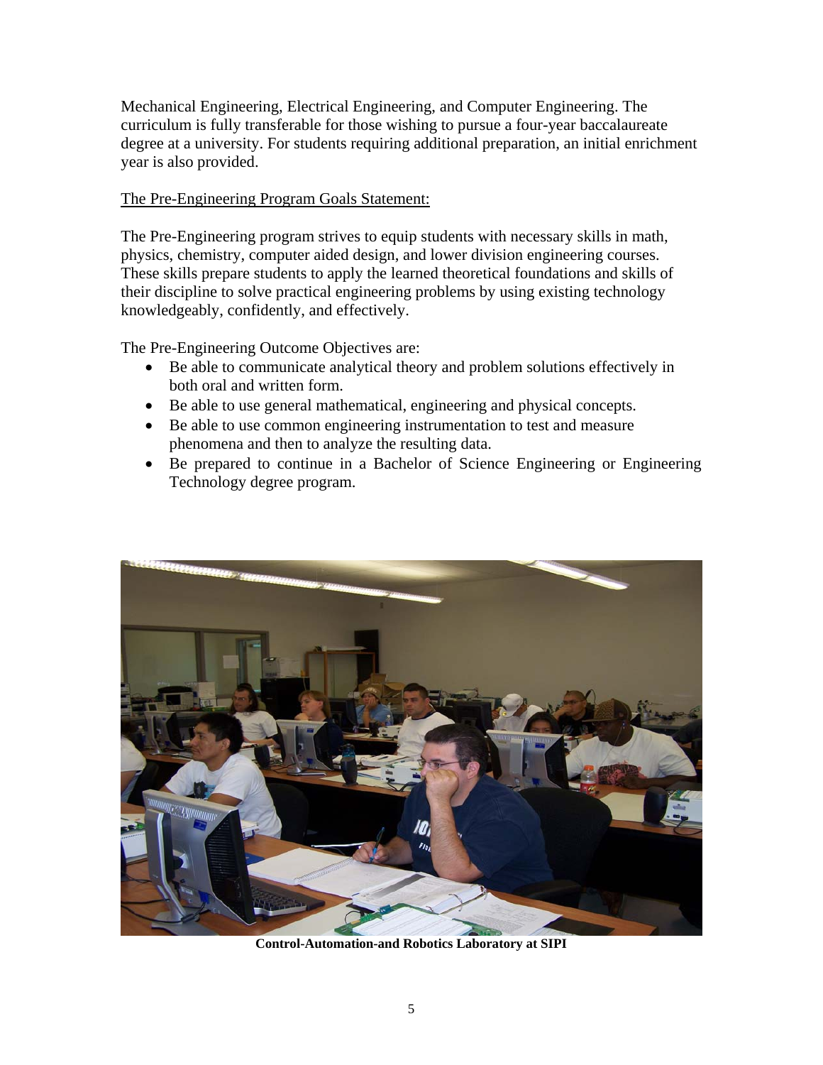Mechanical Engineering, Electrical Engineering, and Computer Engineering. The curriculum is fully transferable for those wishing to pursue a four-year baccalaureate degree at a university. For students requiring additional preparation, an initial enrichment year is also provided.

The Pre-Engineering Program Goals Statement:

The Pre-Engineering program strives to equip students with necessary skills in math, physics, chemistry, computer aided design, and lower division engineering courses. These skills prepare students to apply the learned theoretical foundations and skills of their discipline to solve practical engineering problems by using existing technology knowledgeably, confidently, and effectively.

The Pre-Engineering Outcome Objectives are:

- Be able to communicate analytical theory and problem solutions effectively in both oral and written form.
- Be able to use general mathematical, engineering and physical concepts.
- Be able to use common engineering instrumentation to test and measure phenomena and then to analyze the resulting data.
- Be prepared to continue in a Bachelor of Science Engineering or Engineering Technology degree program.

**Control-Automation-and Robotics Laboratory at SIPI**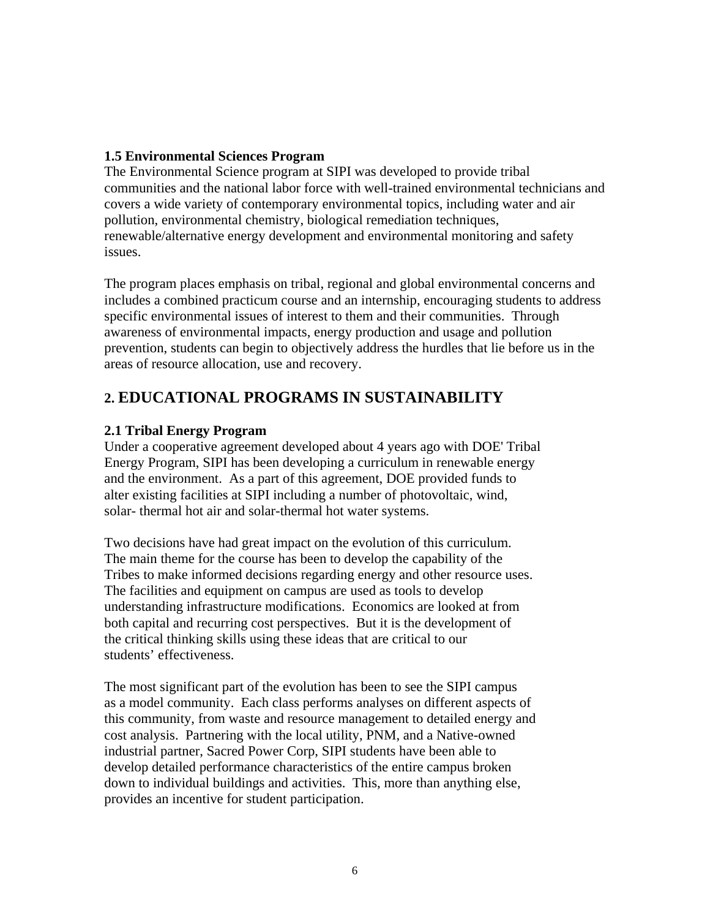### 1.5 Environmental Sciences Program

The Environmental Science program at SIPI was developed to provide tribal communities and the national labor force with well-trained environmental technicians and covers a wide variety of contemporary environmental topics, including water and air pollution, environmental chemistry, biological remediation techniques, renewable/alternative energy development and environmental monitoring and safety issues.

The program places emphasis on tribal, regional and global environmental concerns and includes a combined practicum course and an internship, encouraging students to address specific environmental issues of interest to them and their communities. Through awareness of environmental impacts, energy production and usage and pollution prevention, students can begin to objectively address the hurdles that lie before us in the areas of resource allocation, use and recovery.

## 2. EDUCATIONAL PROGRAMS IN SUSTAINABILITY

### 2.1 Tribal Energy Program

Under a cooperative agreement developed about 4 years ago with DOE' Tribal Energy Program, SIPI has been developing a curriculum in renewable energy and the environment. As a part of this agreement, DOE provided funds to alter existing facilities at SIPI including a number of photovoltaic, wind, solar- thermal hot air and solar-thermal hot water systems.

Two decisions have had great impact on the evolution of this curriculum. The main theme for the course has been to develop the capability of the Tribes to make informed decisions regarding energy and other resource uses. The facilities and equipment on campus are used as tools to develop understanding infrastructure modifications. Economics are looked at from both capital and recurring cost perspectives. But it is the development of the critical thinking skills using these ideas that are critical to our students' effectiveness.

The most significant part of the evolution has been to see the SIPI campus as a model community. Each class performs analyses on different aspects of this community, from waste and resource management to detailed energy and cost analysis. Partnering with the local utility, PNM, and a Native-owned industrial partner, Sacred Power Corp, SIPI students have been able to develop detailed performance characteristics of the entire campus broken down to individual buildings and activities. This, more than anything else, provides an incentive for student participation.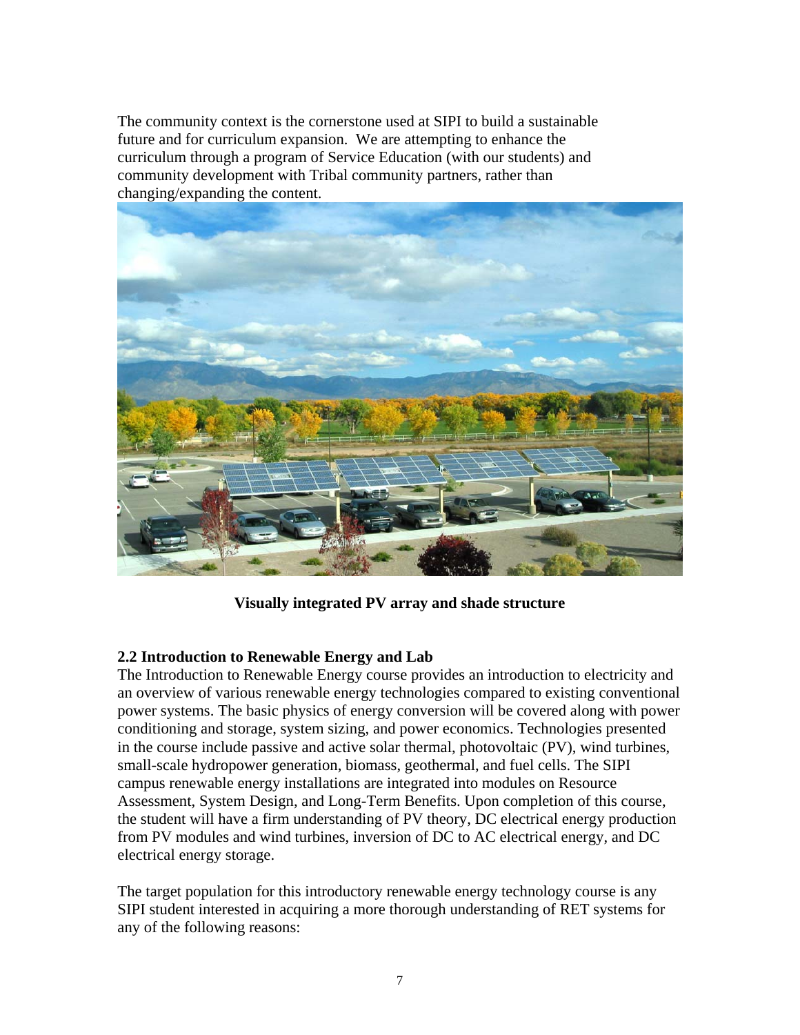The community context is the cornerstone used at SIPI to build a sustainable future and for curriculum expansion. We are attempting to enhance the curriculum through a program of Service Education (with our students) and community development with Tribal community partners, rather than changing/expanding the content.

**Visually integrated PV array and shade structure**

### 2.2 Introduction to Renewable Energy and Lab

The Introduction to Renewable Energy course provides an introduction to electricity and an overview of various renewable energy technologies compared to existing conventional power systems. The basic physics of energy conversion will be covered along with power conditioning and storage, system sizing, and power economics. Technologies presented in the course include passive and active solar thermal, photovoltaic (PV), wind turbines, small-scale hydropower generation, biomass, geothermal, and fuel cells. The SIPI campus renewable energy installations are integrated into modules on Resource Assessment, System Design, and Long-Term Benefits. Upon completion of this course, the student will have a firm understanding of PV theory, DC electrical energy production from PV modules and wind turbines, inversion of DC to AC electrical energy, and DC electrical energy storage.

The target population for this introductory renewable energy technology course is any SIPI student interested in acquiring a more thorough understanding of RET systems for any of the following reasons: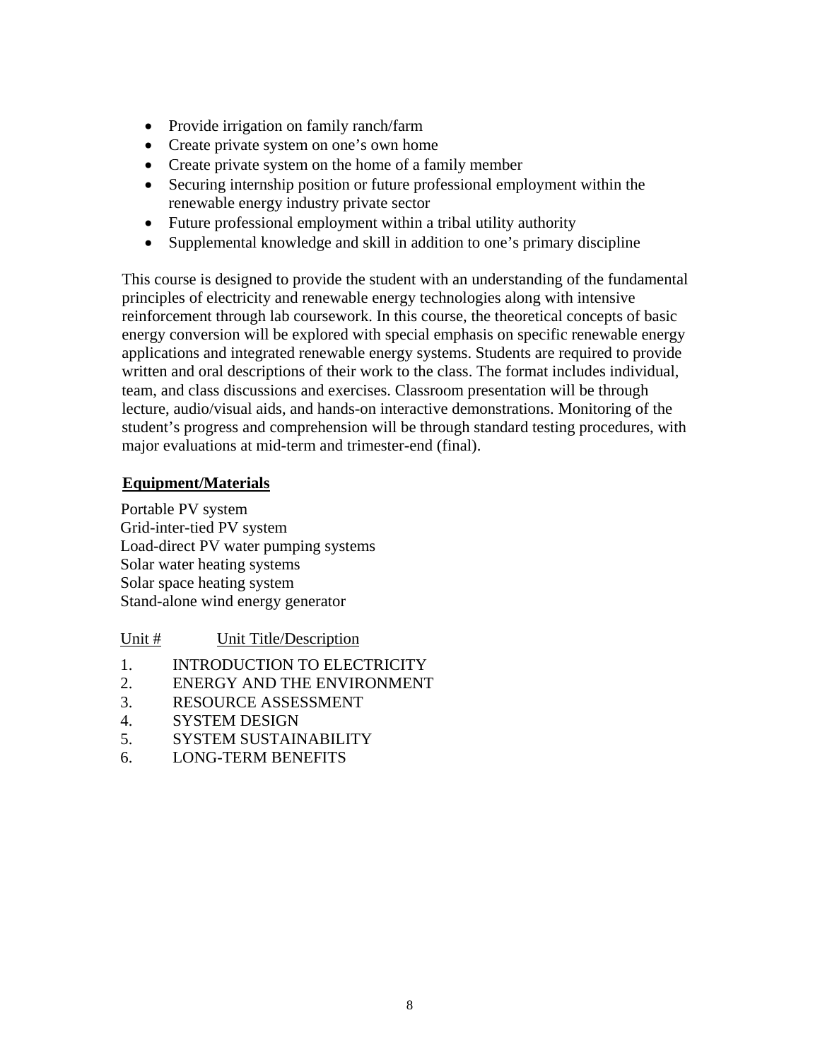- Provide irrigation on family ranch/farm
- Create private system on one's own home
- Create private system on the home of a family member
- Securing internship position or future professional employment within the renewable energy industry private sector
- Future professional employment within a tribal utility authority
- Supplemental knowledge and skill in addition to one's primary discipline

This course is designed to provide the student with an understanding of the fundamental principles of electricity and renewable energy technologies along with intensive reinforcement through lab coursework. In this course, the theoretical concepts of basic energy conversion will be explored with special emphasis on specific renewable energy applications and integrated renewable energy systems. Students are required to provide written and oral descriptions of their work to the class. The format includes individual, team, and class discussions and exercises. Classroom presentation will be through lecture, audio/visual aids, and hands-on interactive demonstrations. Monitoring of the student's progress and comprehension will be through standard testing procedures, with major evaluations at mid-term and trimester-end (final).

**Equipment/Materials**

Portable PV system
Grid-inter-tied PV system
Load-direct PV water pumping systems
Solar water heating systems
Solar space heating system
Stand-alone wind energy generator

| Unit # | Unit Title/Description |
| --- | --- |
| 1. | INTRODUCTION TO ELECTRICITY |
| 2. | ENERGY AND THE ENVIRONMENT |
| 3. | RESOURCE ASSESSMENT |
| 4. | SYSTEM DESIGN |
| 5. | SYSTEM SUSTAINABILITY |
| 6. | LONG-TERM BENEFITS |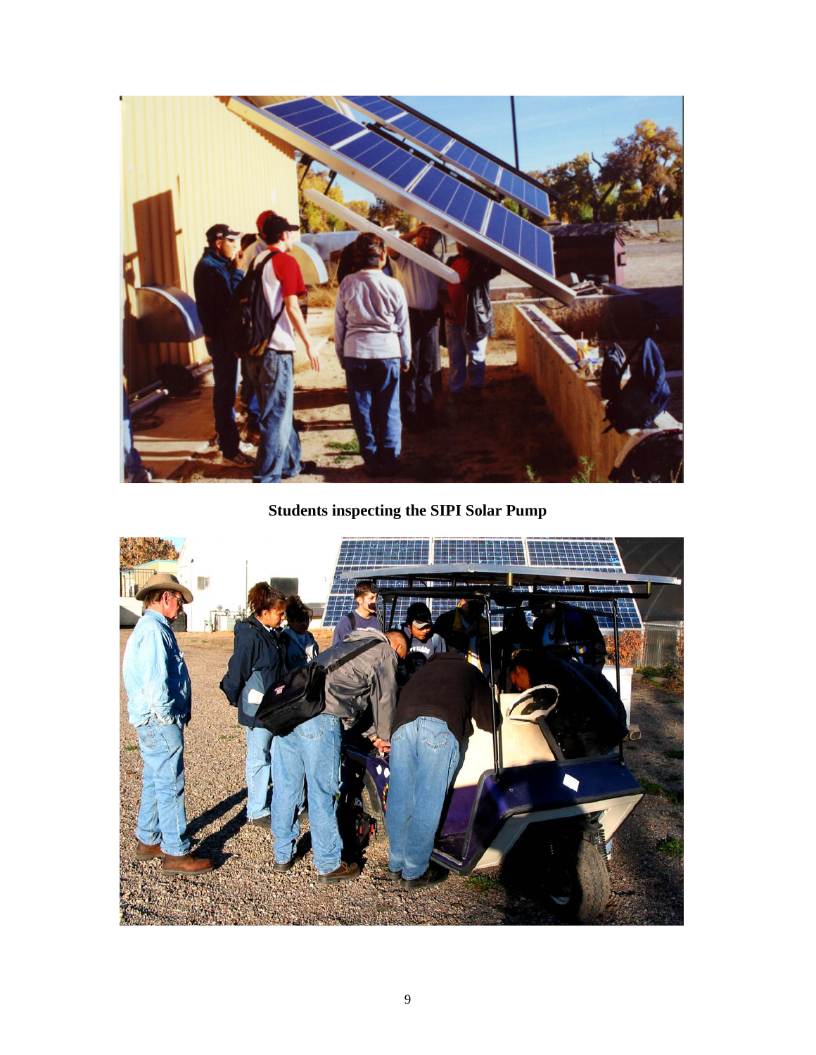**Students inspecting the SIPI Solar Pump**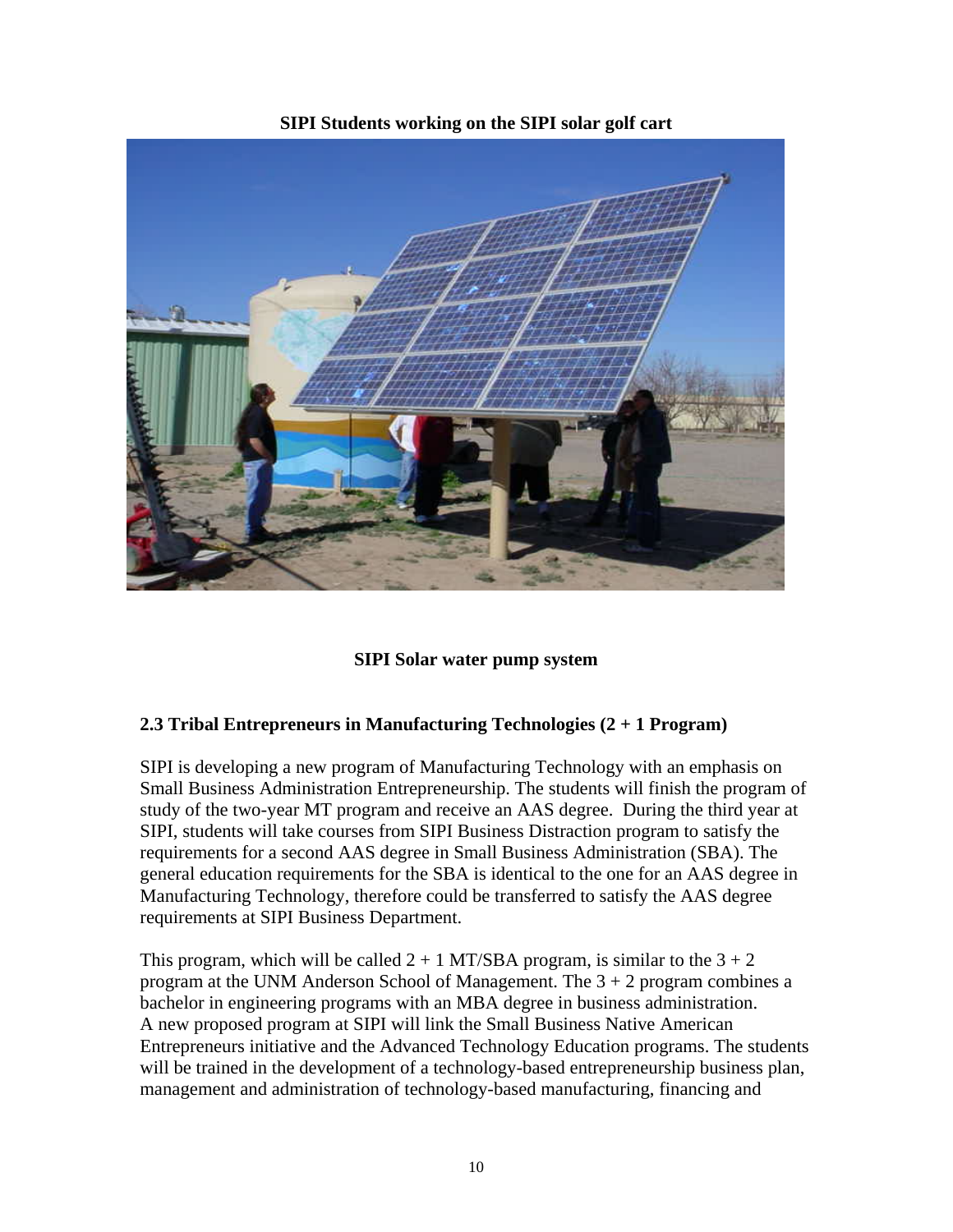**SIPI Students working on the SIPI solar golf cart**

**SIPI Solar water pump system**

### 2.3 Tribal Entrepreneurs in Manufacturing Technologies (2 + 1 Program)

SIPI is developing a new program of Manufacturing Technology with an emphasis on Small Business Administration Entrepreneurship. The students will finish the program of study of the two-year MT program and receive an AAS degree. During the third year at SIPI, students will take courses from SIPI Business Distraction program to satisfy the requirements for a second AAS degree in Small Business Administration (SBA). The general education requirements for the SBA is identical to the one for an AAS degree in Manufacturing Technology, therefore could be transferred to satisfy the AAS degree requirements at SIPI Business Department.

This program, which will be called 2 + 1 MT/SBA program, is similar to the 3 + 2 program at the UNM Anderson School of Management. The 3 + 2 program combines a bachelor in engineering programs with an MBA degree in business administration. A new proposed program at SIPI will link the Small Business Native American Entrepreneurs initiative and the Advanced Technology Education programs. The students will be trained in the development of a technology-based entrepreneurship business plan, management and administration of technology-based manufacturing, financing and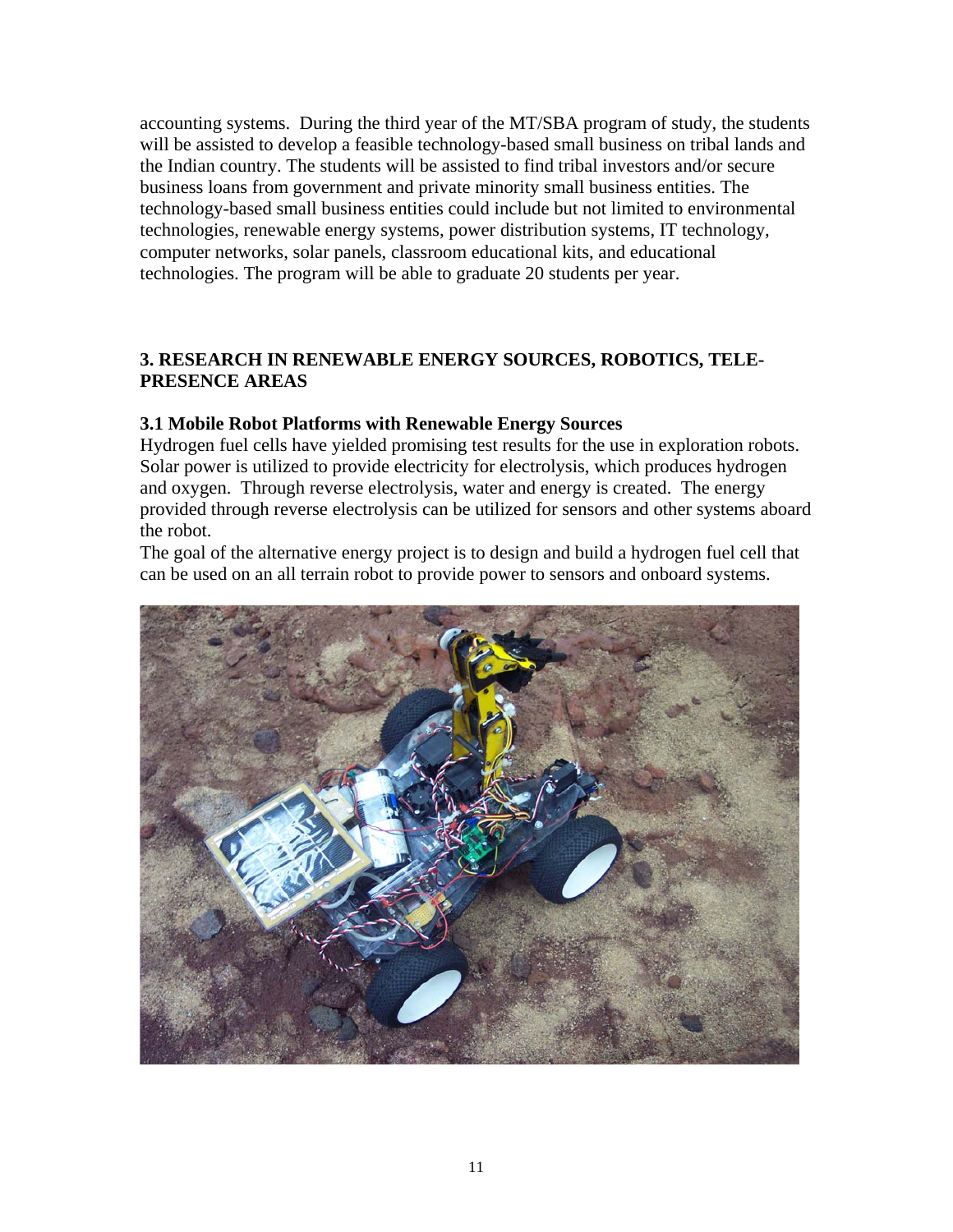accounting systems. During the third year of the MT/SBA program of study, the students will be assisted to develop a feasible technology-based small business on tribal lands and the Indian country. The students will be assisted to find tribal investors and/or secure business loans from government and private minority small business entities. The technology-based small business entities could include but not limited to environmental technologies, renewable energy systems, power distribution systems, IT technology, computer networks, solar panels, classroom educational kits, and educational technologies. The program will be able to graduate 20 students per year.

## 3. RESEARCH IN RENEWABLE ENERGY SOURCES, ROBOTICS, TELE-PRESENCE AREAS

### 3.1 Mobile Robot Platforms with Renewable Energy Sources

Hydrogen fuel cells have yielded promising test results for the use in exploration robots. Solar power is utilized to provide electricity for electrolysis, which produces hydrogen and oxygen. Through reverse electrolysis, water and energy is created. The energy provided through reverse electrolysis can be utilized for sensors and other systems aboard the robot.

The goal of the alternative energy project is to design and build a hydrogen fuel cell that can be used on an all terrain robot to provide power to sensors and onboard systems.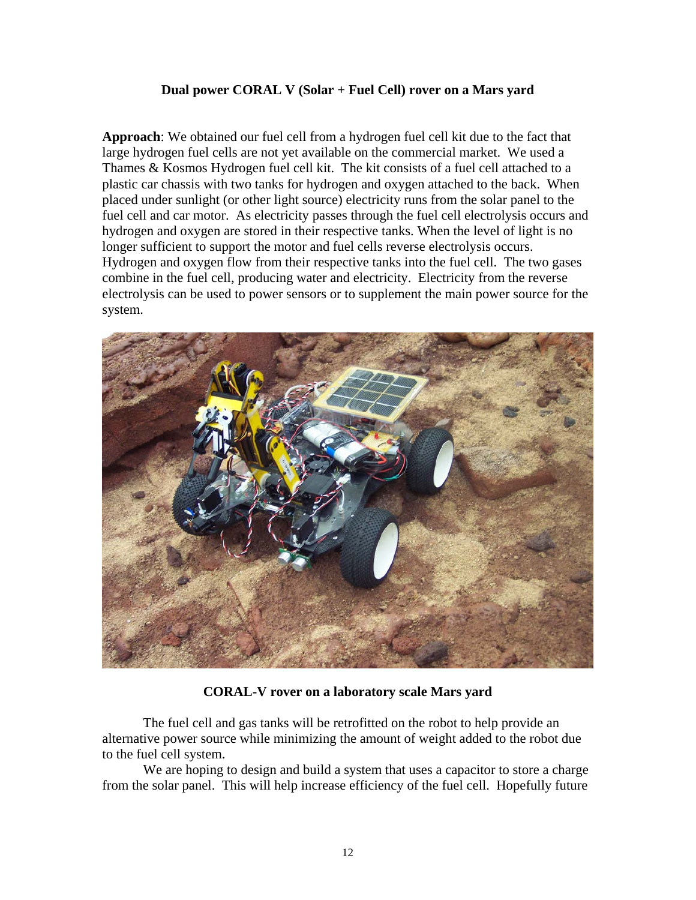**Dual power CORAL V (Solar + Fuel Cell) rover on a Mars yard**

**Approach**: We obtained our fuel cell from a hydrogen fuel cell kit due to the fact that large hydrogen fuel cells are not yet available on the commercial market. We used a Thames & Kosmos Hydrogen fuel cell kit. The kit consists of a fuel cell attached to a plastic car chassis with two tanks for hydrogen and oxygen attached to the back. When placed under sunlight (or other light source) electricity runs from the solar panel to the fuel cell and car motor. As electricity passes through the fuel cell electrolysis occurs and hydrogen and oxygen are stored in their respective tanks. When the level of light is no longer sufficient to support the motor and fuel cells reverse electrolysis occurs. Hydrogen and oxygen flow from their respective tanks into the fuel cell. The two gases combine in the fuel cell, producing water and electricity. Electricity from the reverse electrolysis can be used to power sensors or to supplement the main power source for the system.

**CORAL-V rover on a laboratory scale Mars yard**

The fuel cell and gas tanks will be retrofitted on the robot to help provide an alternative power source while minimizing the amount of weight added to the robot due to the fuel cell system.

We are hoping to design and build a system that uses a capacitor to store a charge from the solar panel. This will help increase efficiency of the fuel cell. Hopefully future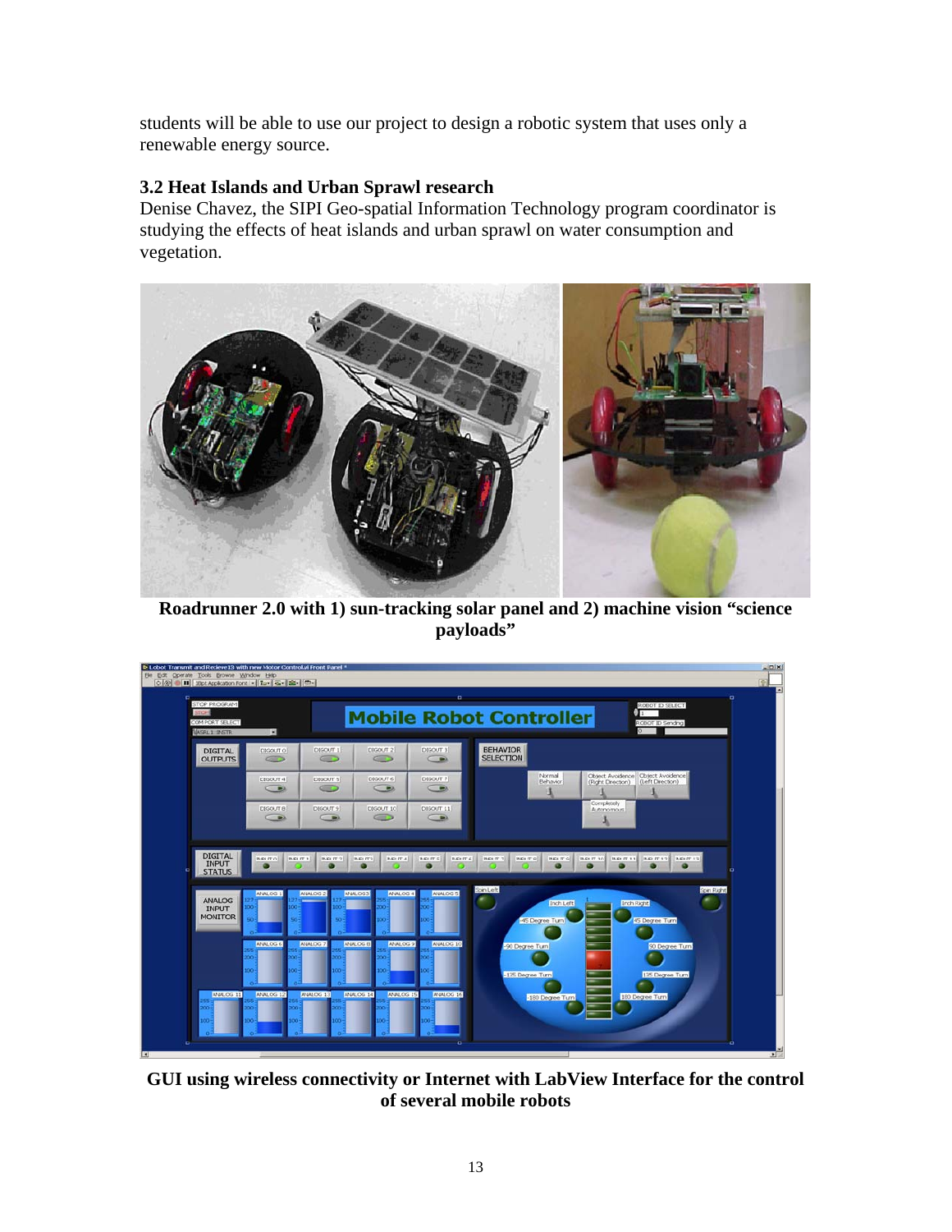students will be able to use our project to design a robotic system that uses only a renewable energy source.

### 3.2 Heat Islands and Urban Sprawl research

Denise Chavez, the SIPI Geo-spatial Information Technology program coordinator is studying the effects of heat islands and urban sprawl on water consumption and vegetation.

**Roadrunner 2.0 with 1) sun-tracking solar panel and 2) machine vision "science payloads"**

**GUI using wireless connectivity or Internet with LabView Interface for the control of several mobile robots**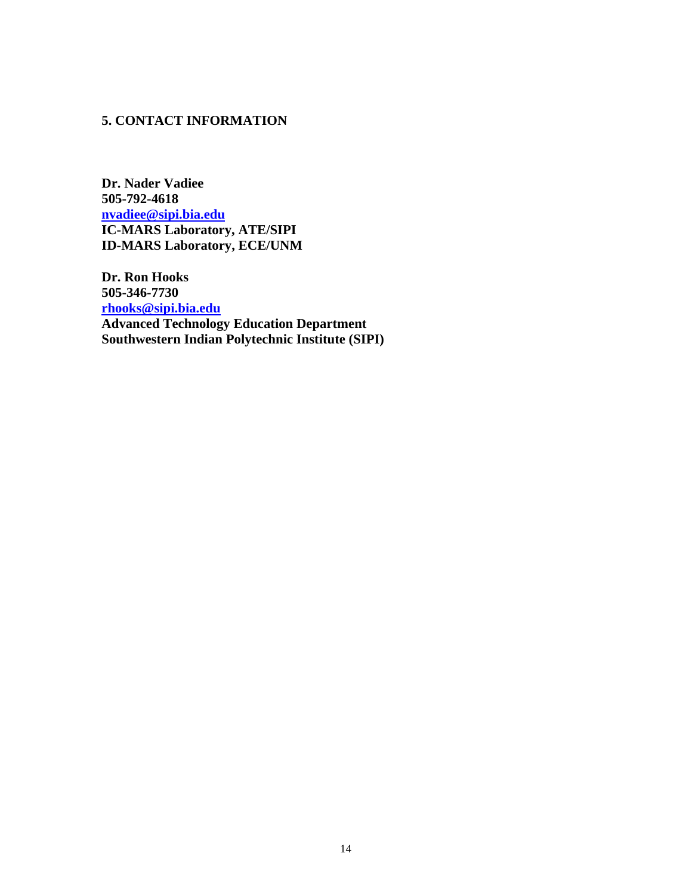## 5. CONTACT INFORMATION

**Dr. Nader Vadiee**
**505-792-4618**
**nvadiee@sipi.bia.edu**
**IC-MARS Laboratory, ATE/SIPI**
**ID-MARS Laboratory, ECE/UNM**

**Dr. Ron Hooks**
**505-346-7730**
**rhooks@sipi.bia.edu**
**Advanced Technology Education Department**
**Southwestern Indian Polytechnic Institute (SIPI)**